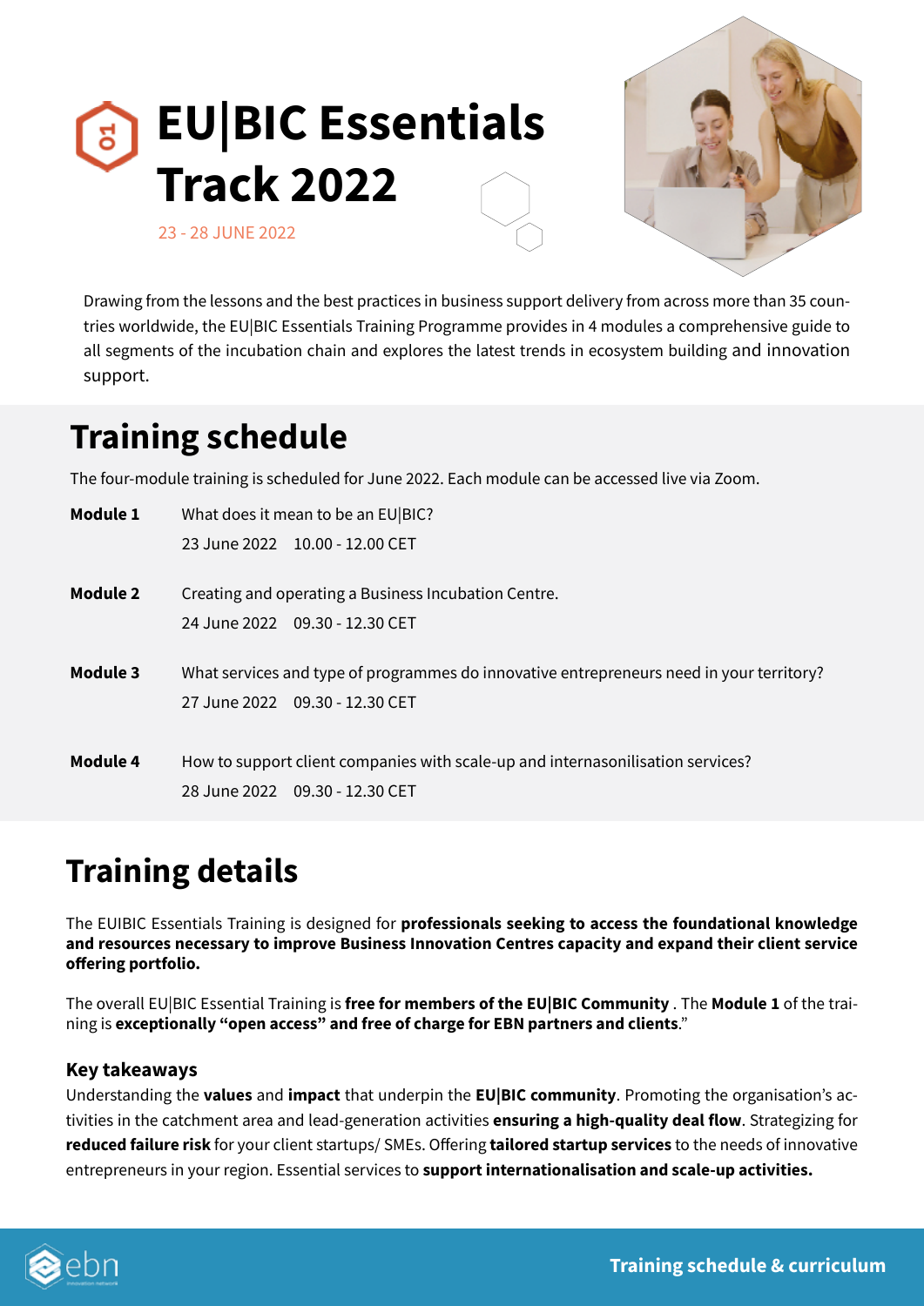# EU|BIC Essentials Track 2022

23 - 28 JUNE 2022

Drawing from the lessons and the best practices in business support delivery from across more than 35 countries worldwide, the EU|BIC Essentials Training Programme provides in 4 modules a comprehensive guide to all segments of the incubation chain and explores the latest trends in ecosystem building and innovation support.

## Training schedule

The four-module training is scheduled for June 2022. Each module can be accessed live via Zoom.

**Module 1** What does it mean to be an EU|BIC?
23 June 2022 10.00 - 12.00 CET

**Module 2** Creating and operating a Business Incubation Centre.
24 June 2022 09.30 - 12.30 CET

**Module 3** What services and type of programmes do innovative entrepreneurs need in your territory?
27 June 2022 09.30 - 12.30 CET

**Module 4** How to support client companies with scale-up and internasonilisation services?
28 June 2022 09.30 - 12.30 CET

## Training details

The EUIBIC Essentials Training is designed for **professionals seeking to access the foundational knowledge and resources necessary to improve Business Innovation Centres capacity and expand their client service offering portfolio.**

The overall EU|BIC Essential Training is **free for members of the EU|BIC Community** . The **Module 1** of the training is **exceptionally "open access" and free of charge for EBN partners and clients**."

### Key takeaways

Understanding the **values** and **impact** that underpin the **EU|BIC community**. Promoting the organisation's activities in the catchment area and lead-generation activities **ensuring a high-quality deal flow**. Strategizing for **reduced failure risk** for your client startups/ SMEs. Offering **tailored startup services** to the needs of innovative entrepreneurs in your region. Essential services to **support internationalisation and scale-up activities.**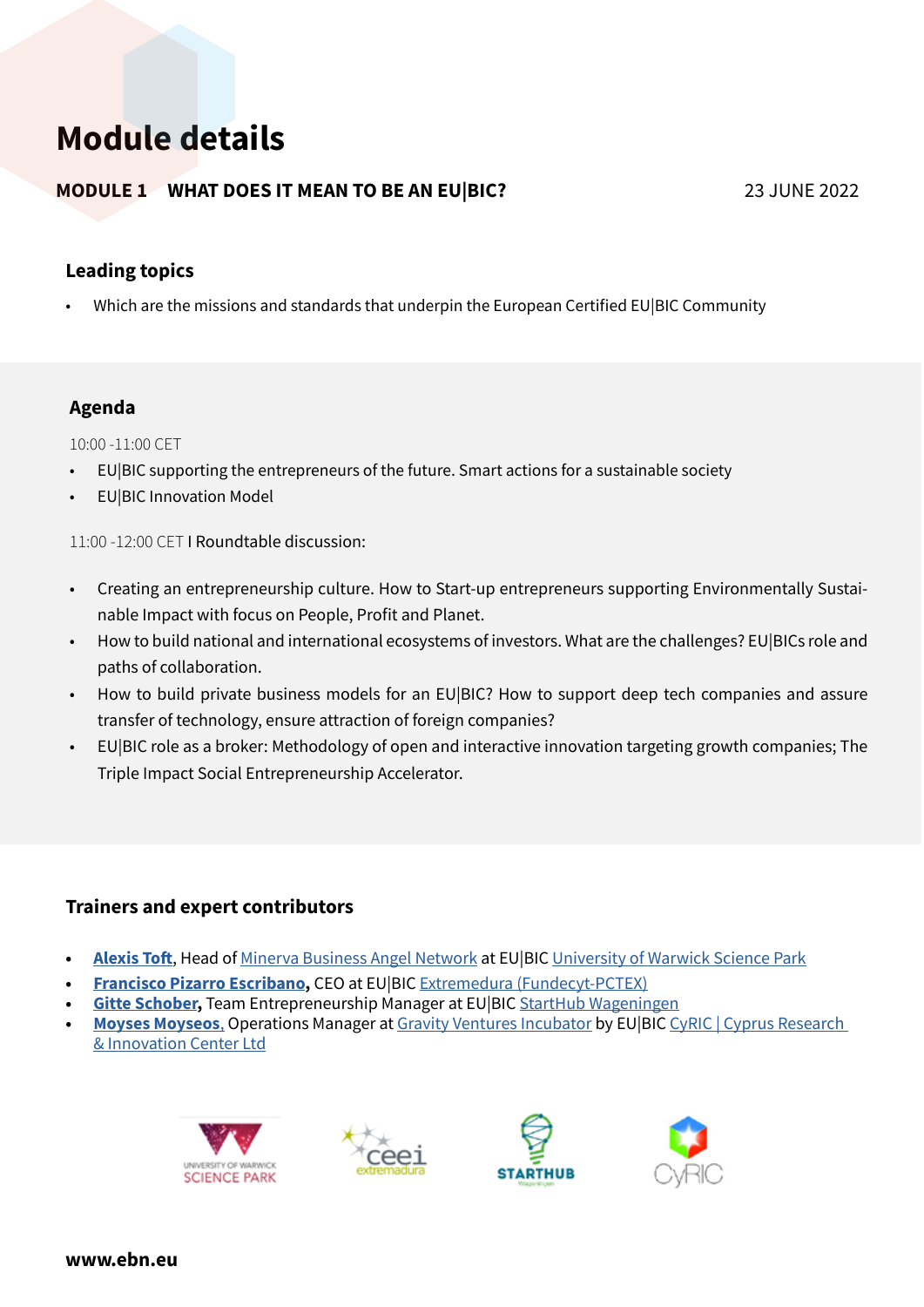# Module details

**MODULE 1 WHAT DOES IT MEAN TO BE AN EU|BIC?** 23 JUNE 2022

### Leading topics

- Which are the missions and standards that underpin the European Certified EU|BIC Community

### Agenda

10:00 -11:00 CET

- EU|BIC supporting the entrepreneurs of the future. Smart actions for a sustainable society
- EU|BIC Innovation Model

11:00 -12:00 CET I Roundtable discussion:

- Creating an entrepreneurship culture. How to Start-up entrepreneurs supporting Environmentally Sustainable Impact with focus on People, Profit and Planet.
- How to build national and international ecosystems of investors. What are the challenges? EU|BICs role and paths of collaboration.
- How to build private business models for an EU|BIC? How to support deep tech companies and assure transfer of technology, ensure attraction of foreign companies?
- EU|BIC role as a broker: Methodology of open and interactive innovation targeting growth companies; The Triple Impact Social Entrepreneurship Accelerator.

### Trainers and expert contributors

- **Alexis Toft**, Head of Minerva Business Angel Network at EU|BIC University of Warwick Science Park
- **Francisco Pizarro Escribano,** CEO at EU|BIC Extremedura (Fundecyt-PCTEX)
- **Gitte Schober,** Team Entrepreneurship Manager at EU|BIC StartHub Wageningen
- **Moyses Moyseos**, Operations Manager at Gravity Ventures Incubator by EU|BIC CyRIC | Cyprus Research & Innovation Center Ltd

**www.ebn.eu**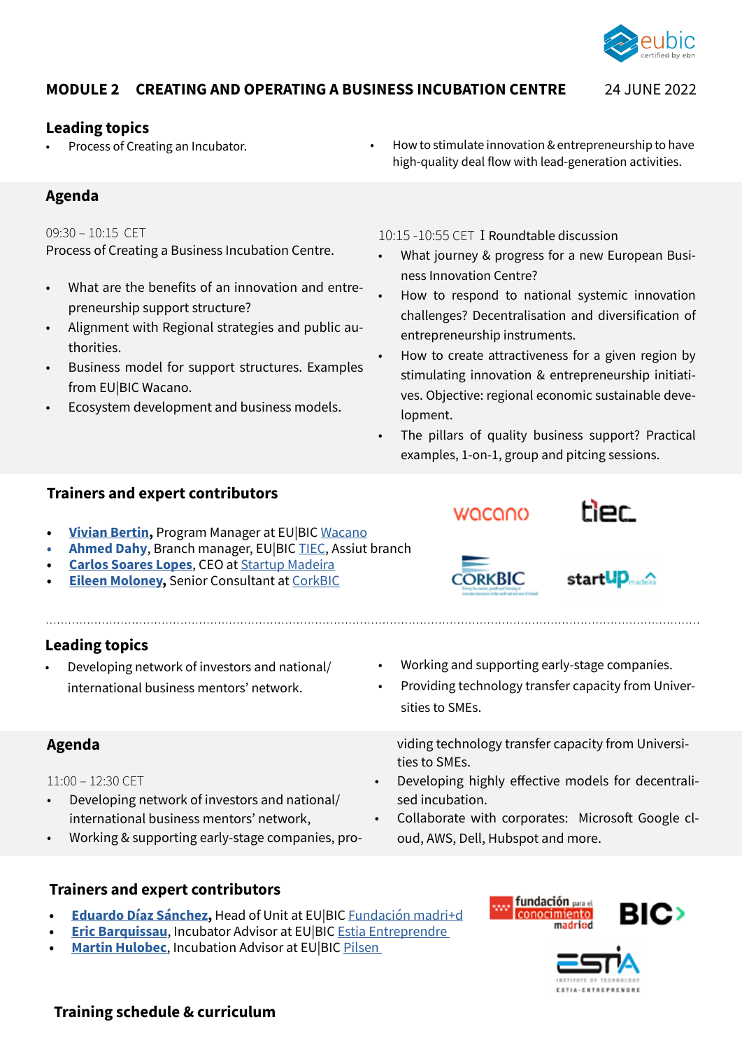## MODULE 2 CREATING AND OPERATING A BUSINESS INCUBATION CENTRE

24 JUNE 2022

### Leading topics

- Process of Creating an Incubator.
- How to stimulate innovation & entrepreneurship to have high-quality deal flow with lead-generation activities.

### Agenda

09:30 – 10:15 CET
Process of Creating a Business Incubation Centre.

- What are the benefits of an innovation and entrepreneurship support structure?
- Alignment with Regional strategies and public authorities.
- Business model for support structures. Examples from EU|BIC Wacano.
- Ecosystem development and business models.

10:15 -10:55 CET I Roundtable discussion

- What journey & progress for a new European Business Innovation Centre?
- How to respond to national systemic innovation challenges? Decentralisation and diversification of entrepreneurship instruments.
- How to create attractiveness for a given region by stimulating innovation & entrepreneurship initiatives. Objective: regional economic sustainable development.
- The pillars of quality business support? Practical examples, 1-on-1, group and pitcing sessions.

### Trainers and expert contributors

- **Vivian Bertin**, Program Manager at EU|BIC Wacano
- **Ahmed Dahy**, Branch manager, EU|BIC TIEC, Assiut branch
- **Carlos Soares Lopes**, CEO at Startup Madeira
- **Eileen Moloney**, Senior Consultant at CorkBIC

### Leading topics

- Developing network of investors and national/ international business mentors' network.
- Working and supporting early-stage companies.
- Providing technology transfer capacity from Universities to SMEs.

### Agenda

11:00 – 12:30 CET

- Developing network of investors and national/ international business mentors' network,
- Working & supporting early-stage companies, providing technology transfer capacity from Universities to SMEs.
- Developing highly effective models for decentralised incubation.
- Collaborate with corporates: Microsoft Google cloud, AWS, Dell, Hubspot and more.

### Trainers and expert contributors

- **Eduardo Díaz Sánchez**, Head of Unit at EU|BIC Fundación madri+d
- **Eric Barquissau**, Incubator Advisor at EU|BIC Estia Entreprendre
- **Martin Hulobec**, Incubation Advisor at EU|BIC Pilsen

### Training schedule & curriculum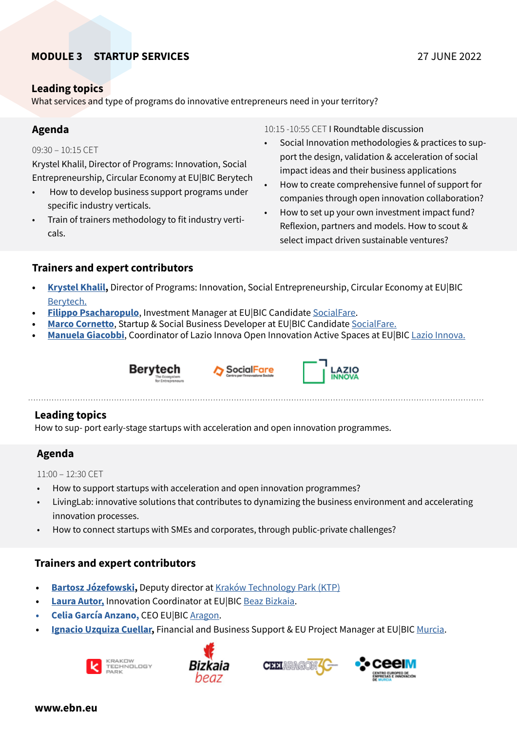**MODULE 3 STARTUP SERVICES** 27 JUNE 2022

## Leading topics

What services and type of programs do innovative entrepreneurs need in your territory?

## Agenda

09:30 – 10:15 CET

Krystel Khalil, Director of Programs: Innovation, Social Entrepreneurship, Circular Economy at EU|BIC Berytech

- How to develop business support programs under specific industry verticals.
- Train of trainers methodology to fit industry verticals.

10:15 -10:55 CET I Roundtable discussion

- Social Innovation methodologies & practices to support the design, validation & acceleration of social impact ideas and their business applications
- How to create comprehensive funnel of support for companies through open innovation collaboration?
- How to set up your own investment impact fund? Reflexion, partners and models. How to scout & select impact driven sustainable ventures?

## Trainers and expert contributors

- **Krystel Khalil,** Director of Programs: Innovation, Social Entrepreneurship, Circular Economy at EU|BIC Berytech.
- **Filippo Psacharopulo**, Investment Manager at EU|BIC Candidate SocialFare.
- **Marco Cornetto**, Startup & Social Business Developer at EU|BIC Candidate SocialFare.
- **Manuela Giacobbi**, Coordinator of Lazio Innova Open Innovation Active Spaces at EU|BIC Lazio Innova.

## Leading topics

How to sup- port early-stage startups with acceleration and open innovation programmes.

## Agenda

11:00 – 12:30 CET

- How to support startups with acceleration and open innovation programmes?
- LivingLab: innovative solutions that contributes to dynamizing the business environment and accelerating innovation processes.
- How to connect startups with SMEs and corporates, through public-private challenges?

## Trainers and expert contributors

- **Bartosz Józefowski,** Deputy director at Kraków Technology Park (KTP)
- **Laura Autor,** Innovation Coordinator at EU|BIC Beaz Bizkaia.
- **Celia García Anzano,** CEO EU|BIC Aragon.
- **Ignacio Uzquiza Cuellar,** Financial and Business Support & EU Project Manager at EU|BIC Murcia.

**www.ebn.eu**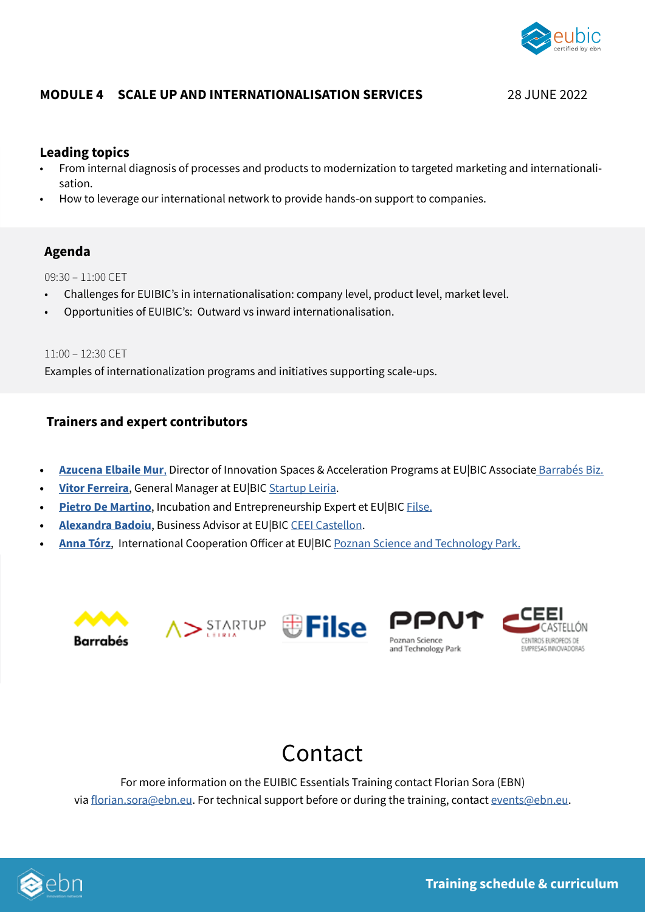## MODULE 4 SCALE UP AND INTERNATIONALISATION SERVICES

28 JUNE 2022

### Leading topics

- From internal diagnosis of processes and products to modernization to targeted marketing and internationalisation.
- How to leverage our international network to provide hands-on support to companies.

### Agenda

09:30 – 11:00 CET

- Challenges for EUIBIC's in internationalisation: company level, product level, market level.
- Opportunities of EUIBIC's: Outward vs inward internationalisation.

11:00 – 12:30 CET

Examples of internationalization programs and initiatives supporting scale-ups.

### Trainers and expert contributors

- **Azucena Elbaile Mur**, Director of Innovation Spaces & Acceleration Programs at EU|BIC Associate Barrabés Biz.
- **Vitor Ferreira**, General Manager at EU|BIC Startup Leiria.
- **Pietro De Martino**, Incubation and Entrepreneurship Expert et EU|BIC Filse.
- **Alexandra Badoiu**, Business Advisor at EU|BIC CEEI Castellon.
- **Anna Tórz**, International Cooperation Officer at EU|BIC Poznan Science and Technology Park.

# Contact

For more information on the EUIBIC Essentials Training contact Florian Sora (EBN) via florian.sora@ebn.eu. For technical support before or during the training, contact events@ebn.eu.